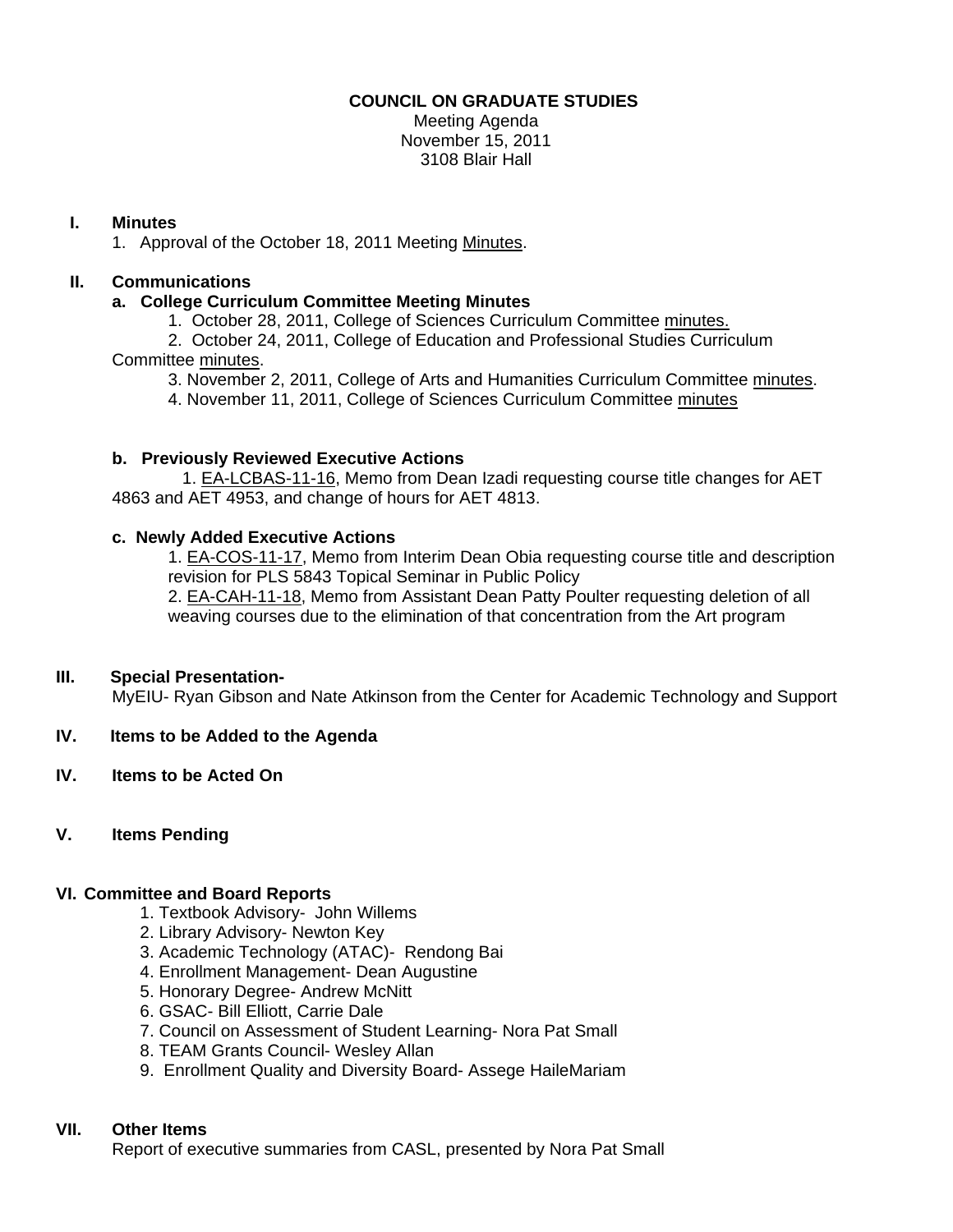**COUNCIL ON GRADUATE STUDIES**

Meeting Agenda
November 15, 2011
3108 Blair Hall

**I. Minutes**

1. Approval of the October 18, 2011 Meeting Minutes.

**II. Communications**

**a. College Curriculum Committee Meeting Minutes**

1. October 28, 2011, College of Sciences Curriculum Committee minutes.
2. October 24, 2011, College of Education and Professional Studies Curriculum Committee minutes.
3. November 2, 2011, College of Arts and Humanities Curriculum Committee minutes.
4. November 11, 2011, College of Sciences Curriculum Committee minutes

**b. Previously Reviewed Executive Actions**

1. EA-LCBAS-11-16, Memo from Dean Izadi requesting course title changes for AET 4863 and AET 4953, and change of hours for AET 4813.

**c. Newly Added Executive Actions**

1. EA-COS-11-17, Memo from Interim Dean Obia requesting course title and description revision for PLS 5843 Topical Seminar in Public Policy
2. EA-CAH-11-18, Memo from Assistant Dean Patty Poulter requesting deletion of all weaving courses due to the elimination of that concentration from the Art program

**III. Special Presentation-**

MyEIU- Ryan Gibson and Nate Atkinson from the Center for Academic Technology and Support

**IV. Items to be Added to the Agenda**

**IV. Items to be Acted On**

**V. Items Pending**

**VI. Committee and Board Reports**

1. Textbook Advisory- John Willems
2. Library Advisory- Newton Key
3. Academic Technology (ATAC)- Rendong Bai
4. Enrollment Management- Dean Augustine
5. Honorary Degree- Andrew McNitt
6. GSAC- Bill Elliott, Carrie Dale
7. Council on Assessment of Student Learning- Nora Pat Small
8. TEAM Grants Council- Wesley Allan
9. Enrollment Quality and Diversity Board- Assege HaileMariam

**VII. Other Items**

Report of executive summaries from CASL, presented by Nora Pat Small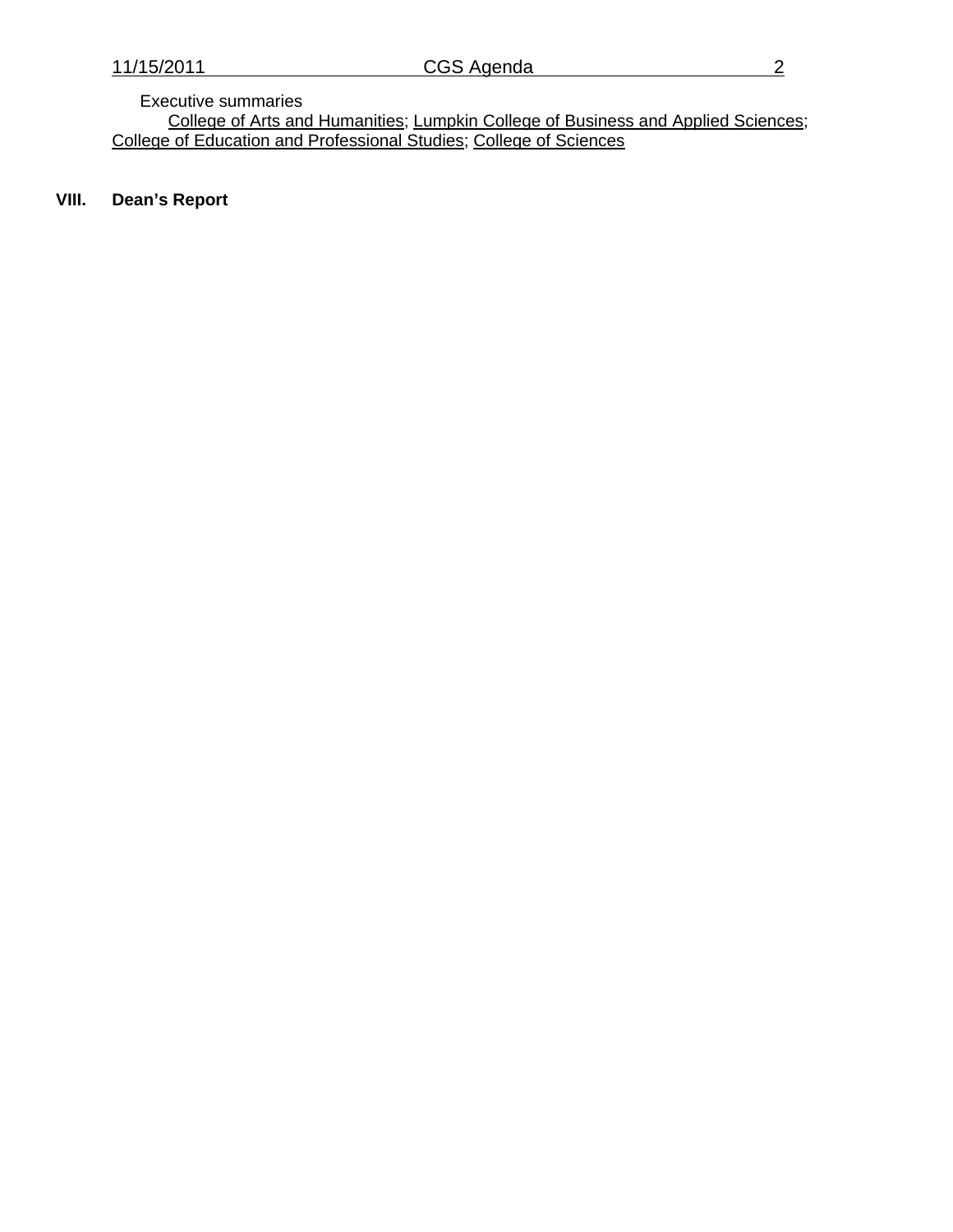Executive summaries

College of Arts and Humanities; Lumpkin College of Business and Applied Sciences; College of Education and Professional Studies; College of Sciences

## VIII. Dean's Report